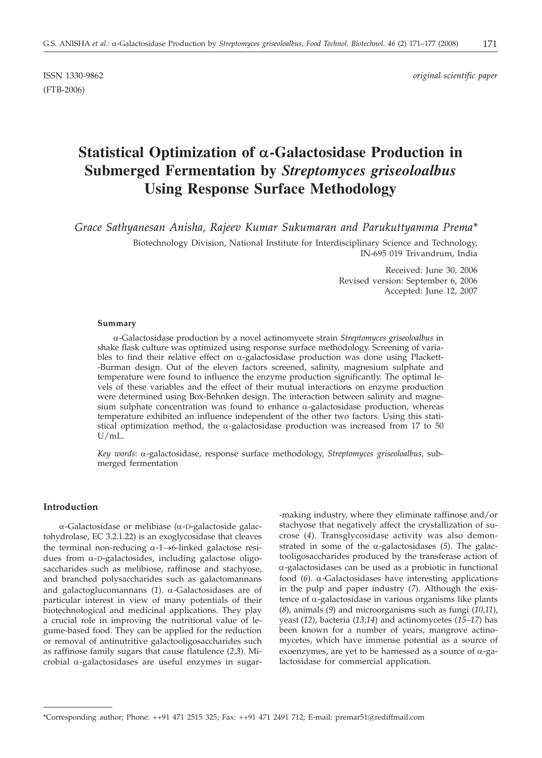ISSN 1330-9862 *original scientific paper*
(FTB-2006)

# Statistical Optimization of α-Galactosidase Production in Submerged Fermentation by *Streptomyces griseoloalbus* Using Response Surface Methodology

*Grace Sathyanesan Anisha, Rajeev Kumar Sukumaran and Parukuttyamma Prema**

Biotechnology Division, National Institute for Interdisciplinary Science and Technology, IN-695 019 Trivandrum, India

Received: June 30, 2006
Revised version: September 6, 2006
Accepted: June 12, 2007

### Summary

α-Galactosidase production by a novel actinomycete strain *Streptomyces griseoloalbus* in shake flask culture was optimized using response surface methodology. Screening of variables to find their relative effect on α-galactosidase production was done using Plackett-Burman design. Out of the eleven factors screened, salinity, magnesium sulphate and temperature were found to influence the enzyme production significantly. The optimal levels of these variables and the effect of their mutual interactions on enzyme production were determined using Box-Behnken design. The interaction between salinity and magnesium sulphate concentration was found to enhance α-galactosidase production, whereas temperature exhibited an influence independent of the other two factors. Using this statistical optimization method, the α-galactosidase production was increased from 17 to 50 U/mL.

*Key words*: α-galactosidase, response surface methodology, *Streptomyces griseoloalbus*, submerged fermentation

## Introduction

α-Galactosidase or melibiase (α-D-galactoside galactohydrolase, EC 3.2.1.22) is an exoglycosidase that cleaves the terminal non-reducing α-1→6-linked galactose residues from α-D-galactosides, including galactose oligosaccharides such as melibiose, raffinose and stachyose, and branched polysaccharides such as galactomannans and galactoglucomannans (*1*). α-Galactosidases are of particular interest in view of many potentials of their biotechnological and medicinal applications. They play a crucial role in improving the nutritional value of legume-based food. They can be applied for the reduction or removal of antinutritive galactooligosaccharides such as raffinose family sugars that cause flatulence (*2,3*). Microbial α-galactosidases are useful enzymes in sugar-making industry, where they eliminate raffinose and/or stachyose that negatively affect the crystallization of sucrose (*4*). Transglycosidase activity was also demonstrated in some of the α-galactosidases (*5*). The galactooligosaccharides produced by the transferase action of α-galactosidases can be used as a probiotic in functional food (*6*). α-Galactosidases have interesting applications in the pulp and paper industry (*7*). Although the existence of α-galactosidase in various organisms like plants (*8*), animals (*9*) and microorganisms such as fungi (*10,11*), yeast (*12*), bacteria (*13,14*) and actinomycetes (*15–17*) has been known for a number of years, mangrove actinomycetes, which have immense potential as a source of exoenzymes, are yet to be harnessed as a source of α-galactosidase for commercial application.

*Corresponding author; Phone: ++91 471 2515 325; Fax: ++91 471 2491 712; E-mail: premar51@rediffmail.com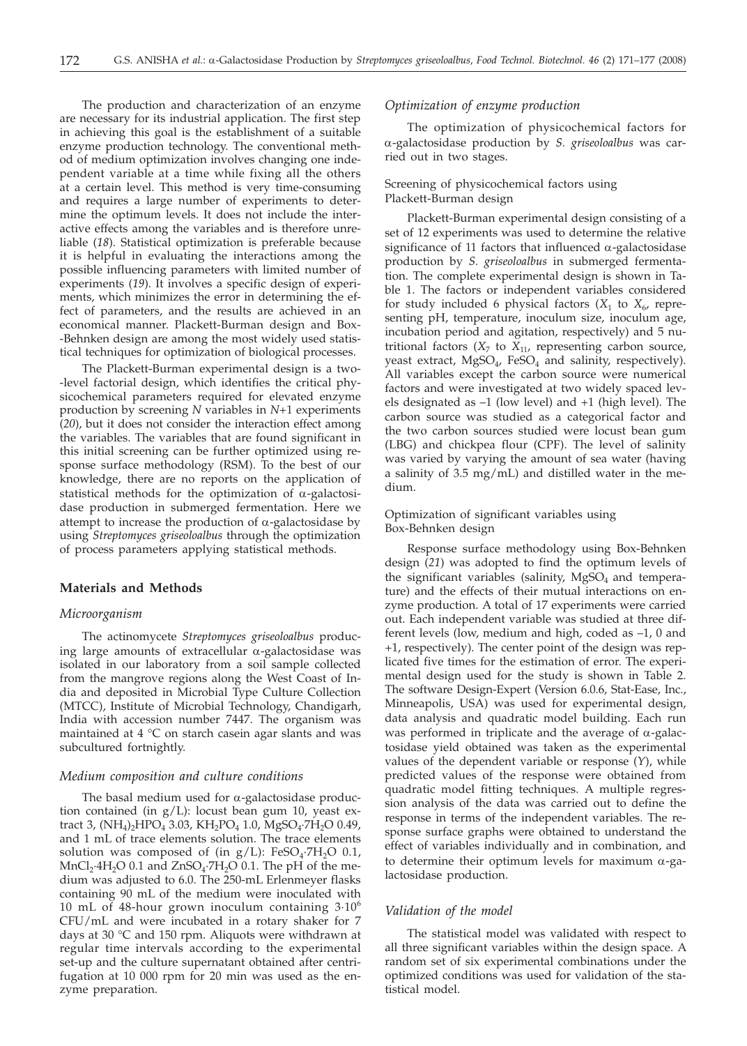The production and characterization of an enzyme are necessary for its industrial application. The first step in achieving this goal is the establishment of a suitable enzyme production technology. The conventional method of medium optimization involves changing one independent variable at a time while fixing all the others at a certain level. This method is very time-consuming and requires a large number of experiments to determine the optimum levels. It does not include the interactive effects among the variables and is therefore unreliable (*18*). Statistical optimization is preferable because it is helpful in evaluating the interactions among the possible influencing parameters with limited number of experiments (*19*). It involves a specific design of experiments, which minimizes the error in determining the effect of parameters, and the results are achieved in an economical manner. Plackett-Burman design and Box-Behnken design are among the most widely used statistical techniques for optimization of biological processes.

The Plackett-Burman experimental design is a two-level factorial design, which identifies the critical physicochemical parameters required for elevated enzyme production by screening *N* variables in *N*+1 experiments (*20*), but it does not consider the interaction effect among the variables. The variables that are found significant in this initial screening can be further optimized using response surface methodology (RSM). To the best of our knowledge, there are no reports on the application of statistical methods for the optimization of α-galactosidase production in submerged fermentation. Here we attempt to increase the production of α-galactosidase by using *Streptomyces griseoloalbus* through the optimization of process parameters applying statistical methods.

## Materials and Methods

### *Microorganism*

The actinomycete *Streptomyces griseoloalbus* producing large amounts of extracellular α-galactosidase was isolated in our laboratory from a soil sample collected from the mangrove regions along the West Coast of India and deposited in Microbial Type Culture Collection (MTCC), Institute of Microbial Technology, Chandigarh, India with accession number 7447. The organism was maintained at 4 °C on starch casein agar slants and was subcultured fortnightly.

### *Medium composition and culture conditions*

The basal medium used for α-galactosidase production contained (in g/L): locust bean gum 10, yeast extract 3, $(NH_4)_2HPO_4$ 3.03, $KH_2PO_4$ 1.0, $MgSO_4 \cdot 7H_2O$ 0.49, and 1 mL of trace elements solution. The trace elements solution was composed of (in g/L): $FeSO_4 \cdot 7H_2O$ 0.1, $MnCl_2 \cdot 4H_2O$ 0.1 and $ZnSO_4 \cdot 7H_2O$ 0.1. The pH of the medium was adjusted to 6.0. The 250-mL Erlenmeyer flasks containing 90 mL of the medium were inoculated with 10 mL of 48-hour grown inoculum containing $3 \cdot 10^6$ CFU/mL and were incubated in a rotary shaker for 7 days at 30 °C and 150 rpm. Aliquots were withdrawn at regular time intervals according to the experimental set-up and the culture supernatant obtained after centrifugation at 10 000 rpm for 20 min was used as the enzyme preparation.

### *Optimization of enzyme production*

The optimization of physicochemical factors for α-galactosidase production by *S. griseoloalbus* was carried out in two stages.

#### Screening of physicochemical factors using Plackett-Burman design

Plackett-Burman experimental design consisting of a set of 12 experiments was used to determine the relative significance of 11 factors that influenced α-galactosidase production by *S. griseoloalbus* in submerged fermentation. The complete experimental design is shown in Table 1. The factors or independent variables considered for study included 6 physical factors ($X_1$ to $X_6$, representing pH, temperature, inoculum size, inoculum age, incubation period and agitation, respectively) and 5 nutritional factors ($X_7$ to $X_{11}$, representing carbon source, yeast extract, $MgSO_4$, $FeSO_4$ and salinity, respectively). All variables except the carbon source were numerical factors and were investigated at two widely spaced levels designated as –1 (low level) and +1 (high level). The carbon source was studied as a categorical factor and the two carbon sources studied were locust bean gum (LBG) and chickpea flour (CPF). The level of salinity was varied by varying the amount of sea water (having a salinity of 3.5 mg/mL) and distilled water in the medium.

#### Optimization of significant variables using Box-Behnken design

Response surface methodology using Box-Behnken design (*21*) was adopted to find the optimum levels of the significant variables (salinity, $MgSO_4$ and temperature) and the effects of their mutual interactions on enzyme production. A total of 17 experiments were carried out. Each independent variable was studied at three different levels (low, medium and high, coded as –1, 0 and +1, respectively). The center point of the design was replicated five times for the estimation of error. The experimental design used for the study is shown in Table 2. The software Design-Expert (Version 6.0.6, Stat-Ease, Inc., Minneapolis, USA) was used for experimental design, data analysis and quadratic model building. Each run was performed in triplicate and the average of α-galactosidase yield obtained was taken as the experimental values of the dependent variable or response (*Y*), while predicted values of the response were obtained from quadratic model fitting techniques. A multiple regression analysis of the data was carried out to define the response in terms of the independent variables. The response surface graphs were obtained to understand the effect of variables individually and in combination, and to determine their optimum levels for maximum α-galactosidase production.

### *Validation of the model*

The statistical model was validated with respect to all three significant variables within the design space. A random set of six experimental combinations under the optimized conditions was used for validation of the statistical model.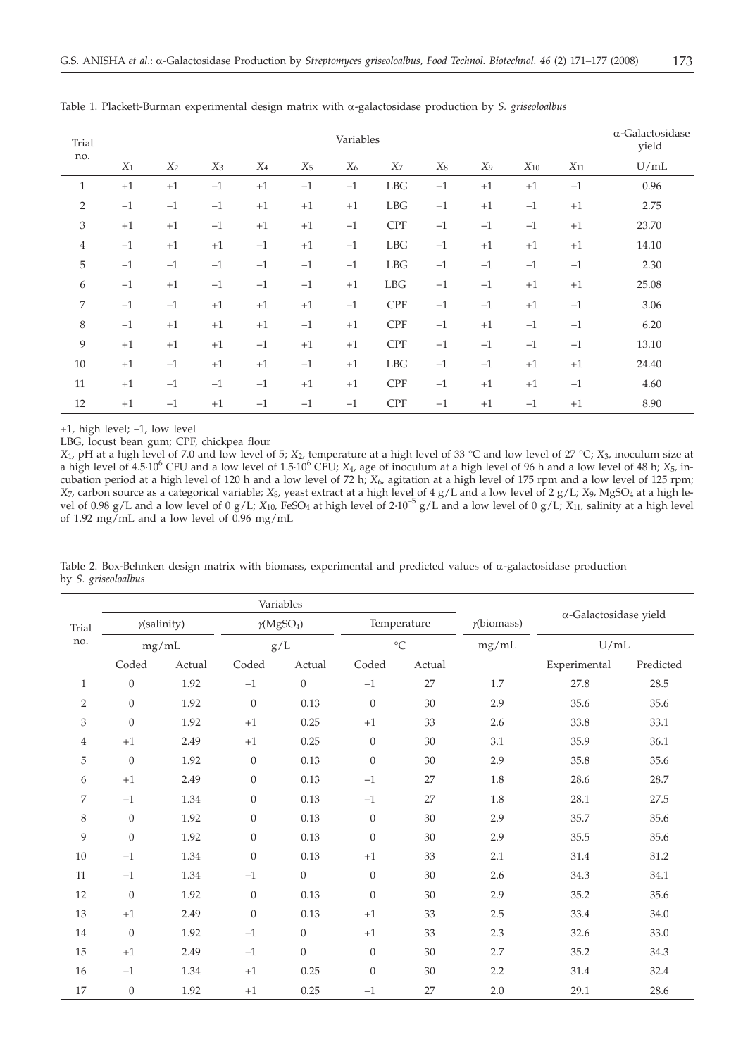Table 1. Plackett-Burman experimental design matrix with α-galactosidase production by *S. griseoloalbus*

| Trial no. | Variables | | | | | | | | | | | α-Galactosidase yield |
|---|---|---|---|---|---|---|---|---|---|---|---|---|
| | $X_1$ | $X_2$ | $X_3$ | $X_4$ | $X_5$ | $X_6$ | $X_7$ | $X_8$ | $X_9$ | $X_{10}$ | $X_{11}$ | U/mL |
| 1 | +1 | +1 | –1 | +1 | –1 | –1 | LBG | +1 | +1 | +1 | –1 | 0.96 |
| 2 | –1 | –1 | –1 | +1 | +1 | +1 | LBG | +1 | +1 | –1 | +1 | 2.75 |
| 3 | +1 | +1 | –1 | +1 | +1 | –1 | CPF | –1 | –1 | –1 | +1 | 23.70 |
| 4 | –1 | +1 | +1 | –1 | +1 | –1 | LBG | –1 | +1 | +1 | +1 | 14.10 |
| 5 | –1 | –1 | –1 | –1 | –1 | –1 | LBG | –1 | –1 | –1 | –1 | 2.30 |
| 6 | –1 | +1 | –1 | –1 | –1 | +1 | LBG | +1 | –1 | +1 | +1 | 25.08 |
| 7 | –1 | –1 | +1 | +1 | +1 | –1 | CPF | +1 | –1 | +1 | –1 | 3.06 |
| 8 | –1 | +1 | +1 | +1 | –1 | +1 | CPF | –1 | +1 | –1 | –1 | 6.20 |
| 9 | +1 | +1 | +1 | –1 | +1 | +1 | CPF | +1 | –1 | –1 | –1 | 13.10 |
| 10 | +1 | –1 | +1 | +1 | –1 | +1 | LBG | –1 | –1 | +1 | +1 | 24.40 |
| 11 | +1 | –1 | –1 | –1 | +1 | +1 | CPF | –1 | +1 | +1 | –1 | 4.60 |
| 12 | +1 | –1 | +1 | –1 | –1 | –1 | CPF | +1 | +1 | –1 | +1 | 8.90 |

+1, high level; –1, low level

LBG, locust bean gum; CPF, chickpea flour

$X_1$, pH at a high level of 7.0 and low level of 5; $X_2$, temperature at a high level of 33 °C and low level of 27 °C; $X_3$, inoculum size at a high level of $4.5\cdot10^6$ CFU and a low level of $1.5\cdot10^6$ CFU; $X_4$, age of inoculum at a high level of 96 h and a low level of 48 h; $X_5$, incubation period at a high level of 120 h and a low level of 72 h; $X_6$, agitation at a high level of 175 rpm and a low level of 125 rpm; $X_7$, carbon source as a categorical variable; $X_8$, yeast extract at a high level of 4 g/L and a low level of 2 g/L; $X_9$, $MgSO_4$ at a high level of 0.98 g/L and a low level of 0 g/L; $X_{10}$, $FeSO_4$ at high level of $2\cdot10^{-5}$ g/L and a low level of 0 g/L; $X_{11}$, salinity at a high level of 1.92 mg/mL and a low level of 0.96 mg/mL

Table 2. Box-Behnken design matrix with biomass, experimental and predicted values of α-galactosidase production by *S. griseoloalbus*

| Trial no. | Variables | | | | | | γ(biomass) | α-Galactosidase yield | |
|---|---|---|---|---|---|---|---|---|---|
| | γ(salinity) | | γ($MgSO_4$) | | Temperature | | | | |
| | mg/mL | | g/L | | °C | | mg/mL | U/mL | |
| | Coded | Actual | Coded | Actual | Coded | Actual | | Experimental | Predicted |
| 1 | 0 | 1.92 | –1 | 0 | –1 | 27 | 1.7 | 27.8 | 28.5 |
| 2 | 0 | 1.92 | 0 | 0.13 | 0 | 30 | 2.9 | 35.6 | 35.6 |
| 3 | 0 | 1.92 | +1 | 0.25 | +1 | 33 | 2.6 | 33.8 | 33.1 |
| 4 | +1 | 2.49 | +1 | 0.25 | 0 | 30 | 3.1 | 35.9 | 36.1 |
| 5 | 0 | 1.92 | 0 | 0.13 | 0 | 30 | 2.9 | 35.8 | 35.6 |
| 6 | +1 | 2.49 | 0 | 0.13 | –1 | 27 | 1.8 | 28.6 | 28.7 |
| 7 | –1 | 1.34 | 0 | 0.13 | –1 | 27 | 1.8 | 28.1 | 27.5 |
| 8 | 0 | 1.92 | 0 | 0.13 | 0 | 30 | 2.9 | 35.7 | 35.6 |
| 9 | 0 | 1.92 | 0 | 0.13 | 0 | 30 | 2.9 | 35.5 | 35.6 |
| 10 | –1 | 1.34 | 0 | 0.13 | +1 | 33 | 2.1 | 31.4 | 31.2 |
| 11 | –1 | 1.34 | –1 | 0 | 0 | 30 | 2.6 | 34.3 | 34.1 |
| 12 | 0 | 1.92 | 0 | 0.13 | 0 | 30 | 2.9 | 35.2 | 35.6 |
| 13 | +1 | 2.49 | 0 | 0.13 | +1 | 33 | 2.5 | 33.4 | 34.0 |
| 14 | 0 | 1.92 | –1 | 0 | +1 | 33 | 2.3 | 32.6 | 33.0 |
| 15 | +1 | 2.49 | –1 | 0 | 0 | 30 | 2.7 | 35.2 | 34.3 |
| 16 | –1 | 1.34 | +1 | 0.25 | 0 | 30 | 2.2 | 31.4 | 32.4 |
| 17 | 0 | 1.92 | +1 | 0.25 | –1 | 27 | 2.0 | 29.1 | 28.6 |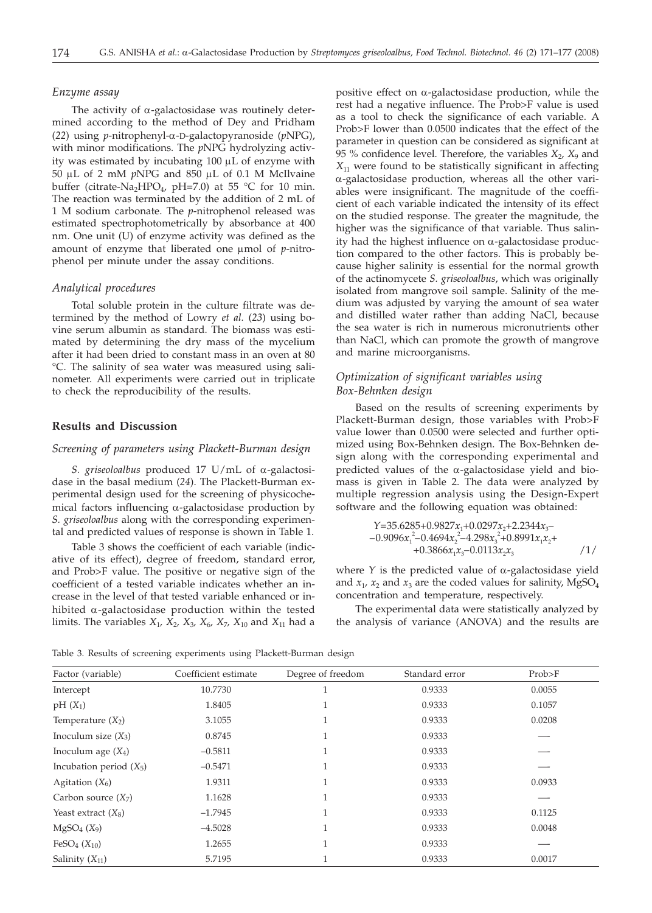### *Enzyme assay*

The activity of α-galactosidase was routinely determined according to the method of Dey and Pridham (*22*) using *p*-nitrophenyl-α-D-galactopyranoside (*p*NPG), with minor modifications. The *p*NPG hydrolyzing activity was estimated by incubating 100 μL of enzyme with 50 μL of 2 mM *p*NPG and 850 μL of 0.1 M McIlvaine buffer (citrate-$Na_2HPO_4$, pH=7.0) at 55 °C for 10 min. The reaction was terminated by the addition of 2 mL of 1 M sodium carbonate. The *p*-nitrophenol released was estimated spectrophotometrically by absorbance at 400 nm. One unit (U) of enzyme activity was defined as the amount of enzyme that liberated one μmol of *p*-nitrophenol per minute under the assay conditions.

### *Analytical procedures*

Total soluble protein in the culture filtrate was determined by the method of Lowry *et al.* (*23*) using bovine serum albumin as standard. The biomass was estimated by determining the dry mass of the mycelium after it had been dried to constant mass in an oven at 80 °C. The salinity of sea water was measured using salinometer. All experiments were carried out in triplicate to check the reproducibility of the results.

## Results and Discussion

### *Screening of parameters using Plackett-Burman design*

*S. griseoloalbus* produced 17 U/mL of α-galactosidase in the basal medium (*24*). The Plackett-Burman experimental design used for the screening of physicochemical factors influencing α-galactosidase production by *S. griseoloalbus* along with the corresponding experimental and predicted values of response is shown in Table 1.

Table 3 shows the coefficient of each variable (indicative of its effect), degree of freedom, standard error, and Prob>F value. The positive or negative sign of the coefficient of a tested variable indicates whether an increase in the level of that tested variable enhanced or inhibited α-galactosidase production within the tested limits. The variables $X_1$, $X_2$, $X_3$, $X_6$, $X_7$, $X_{10}$ and $X_{11}$ had a positive effect on α-galactosidase production, while the rest had a negative influence. The Prob>F value is used as a tool to check the significance of each variable. A Prob>F lower than 0.0500 indicates that the effect of the parameter in question can be considered as significant at 95 % confidence level. Therefore, the variables $X_2$, $X_9$ and $X_{11}$ were found to be statistically significant in affecting α-galactosidase production, whereas all the other variables were insignificant. The magnitude of the coefficient of each variable indicated the intensity of its effect on the studied response. The greater the magnitude, the higher was the significance of that variable. Thus salinity had the highest influence on α-galactosidase production compared to the other factors. This is probably because higher salinity is essential for the normal growth of the actinomycete *S. griseoloalbus*, which was originally isolated from mangrove soil sample. Salinity of the medium was adjusted by varying the amount of sea water and distilled water rather than adding NaCl, because the sea water is rich in numerous micronutrients other than NaCl, which can promote the growth of mangrove and marine microorganisms.

### *Optimization of significant variables using Box-Behnken design*

Based on the results of screening experiments by Plackett-Burman design, those variables with Prob>F value lower than 0.0500 were selected and further optimized using Box-Behnken design. The Box-Behnken design along with the corresponding experimental and predicted values of the α-galactosidase yield and biomass is given in Table 2. The data were analyzed by multiple regression analysis using the Design-Expert software and the following equation was obtained:

$$Y=35.6285+0.9827x_1+0.0297x_2+2.2344x_3-0.9096x_1^2-0.4694x_2^2-4.298x_3^2+0.8991x_1x_2+0.3866x_1x_3-0.0113x_2x_3 \quad /1/$$

where $Y$ is the predicted value of α-galactosidase yield and $x_1$, $x_2$ and $x_3$ are the coded values for salinity, $MgSO_4$ concentration and temperature, respectively.

The experimental data were statistically analyzed by the analysis of variance (ANOVA) and the results are

Table 3. Results of screening experiments using Plackett-Burman design

| Factor (variable) | Coefficient estimate | Degree of freedom | Standard error | Prob>F |
|---|---|---|---|---|
| Intercept | 10.7730 | 1 | 0.9333 | 0.0055 |
| pH ($X_1$) | 1.8405 | 1 | 0.9333 | 0.1057 |
| Temperature ($X_2$) | 3.1055 | 1 | 0.9333 | 0.0208 |
| Inoculum size ($X_3$) | 0.8745 | 1 | 0.9333 | — |
| Inoculum age ($X_4$) | –0.5811 | 1 | 0.9333 | — |
| Incubation period ($X_5$) | –0.5471 | 1 | 0.9333 | — |
| Agitation ($X_6$) | 1.9311 | 1 | 0.9333 | 0.0933 |
| Carbon source ($X_7$) | 1.1628 | 1 | 0.9333 | — |
| Yeast extract ($X_8$) | –1.7945 | 1 | 0.9333 | 0.1125 |
| $MgSO_4$ ($X_9$) | –4.5028 | 1 | 0.9333 | 0.0048 |
| $FeSO_4$ ($X_{10}$) | 1.2655 | 1 | 0.9333 | — |
| Salinity ($X_{11}$) | 5.7195 | 1 | 0.9333 | 0.0017 |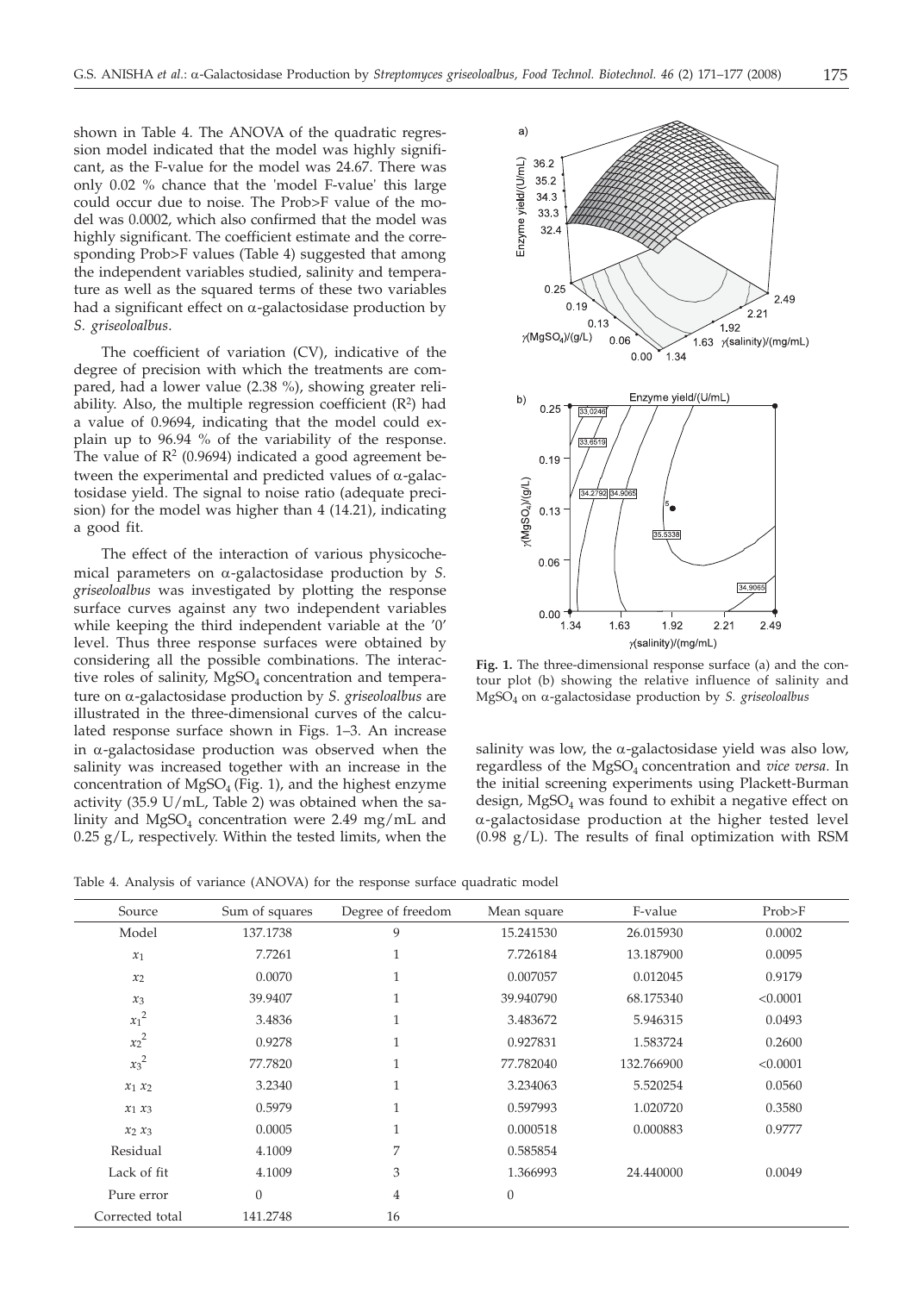shown in Table 4. The ANOVA of the quadratic regression model indicated that the model was highly significant, as the F-value for the model was 24.67. There was only 0.02 % chance that the 'model F-value' this large could occur due to noise. The Prob>F value of the model was 0.0002, which also confirmed that the model was highly significant. The coefficient estimate and the corresponding Prob>F values (Table 4) suggested that among the independent variables studied, salinity and temperature as well as the squared terms of these two variables had a significant effect on α-galactosidase production by *S. griseoloalbus*.

The coefficient of variation (CV), indicative of the degree of precision with which the treatments are compared, had a lower value (2.38 %), showing greater reliability. Also, the multiple regression coefficient ($R^2$) had a value of 0.9694, indicating that the model could explain up to 96.94 % of the variability of the response. The value of $R^2$ (0.9694) indicated a good agreement between the experimental and predicted values of α-galactosidase yield. The signal to noise ratio (adequate precision) for the model was higher than 4 (14.21), indicating a good fit.

The effect of the interaction of various physicochemical parameters on α-galactosidase production by *S. griseoloalbus* was investigated by plotting the response surface curves against any two independent variables while keeping the third independent variable at the '0' level. Thus three response surfaces were obtained by considering all the possible combinations. The interactive roles of salinity, $MgSO_4$ concentration and temperature on α-galactosidase production by *S. griseoloalbus* are illustrated in the three-dimensional curves of the calculated response surface shown in Figs. 1–3. An increase in α-galactosidase production was observed when the salinity was increased together with an increase in the concentration of $MgSO_4$ (Fig. 1), and the highest enzyme activity (35.9 U/mL, Table 2) was obtained when the salinity and $MgSO_4$ concentration were 2.49 mg/mL and 0.25 g/L, respectively. Within the tested limits, when the salinity was low, the α-galactosidase yield was also low, regardless of the $MgSO_4$ concentration and *vice versa*. In the initial screening experiments using Plackett-Burman design, $MgSO_4$ was found to exhibit a negative effect on α-galactosidase production at the higher tested level (0.98 g/L). The results of final optimization with RSM

**Fig. 1.** The three-dimensional response surface (a) and the contour plot (b) showing the relative influence of salinity and $MgSO_4$ on α-galactosidase production by *S. griseoloalbus*

Table 4. Analysis of variance (ANOVA) for the response surface quadratic model

| Source | Sum of squares | Degree of freedom | Mean square | F-value | Prob>F |
|---|---|---|---|---|---|
| Model | 137.1738 | 9 | 15.241530 | 26.015930 | 0.0002 |
| $x_1$ | 7.7261 | 1 | 7.726184 | 13.187900 | 0.0095 |
| $x_2$ | 0.0070 | 1 | 0.007057 | 0.012045 | 0.9179 |
| $x_3$ | 39.9407 | 1 | 39.940790 | 68.175340 | <0.0001 |
| $x_1^2$ | 3.4836 | 1 | 3.483672 | 5.946315 | 0.0493 |
| $x_2^2$ | 0.9278 | 1 | 0.927831 | 1.583724 | 0.2600 |
| $x_3^2$ | 77.7820 | 1 | 77.782040 | 132.766900 | <0.0001 |
| $x_1 x_2$ | 3.2340 | 1 | 3.234063 | 5.520254 | 0.0560 |
| $x_1 x_3$ | 0.5979 | 1 | 0.597993 | 1.020720 | 0.3580 |
| $x_2 x_3$ | 0.0005 | 1 | 0.000518 | 0.000883 | 0.9777 |
| Residual | 4.1009 | 7 | 0.585854 | | |
| Lack of fit | 4.1009 | 3 | 1.366993 | 24.440000 | 0.0049 |
| Pure error | 0 | 4 | 0 | | |
| Corrected total | 141.2748 | 16 | | | |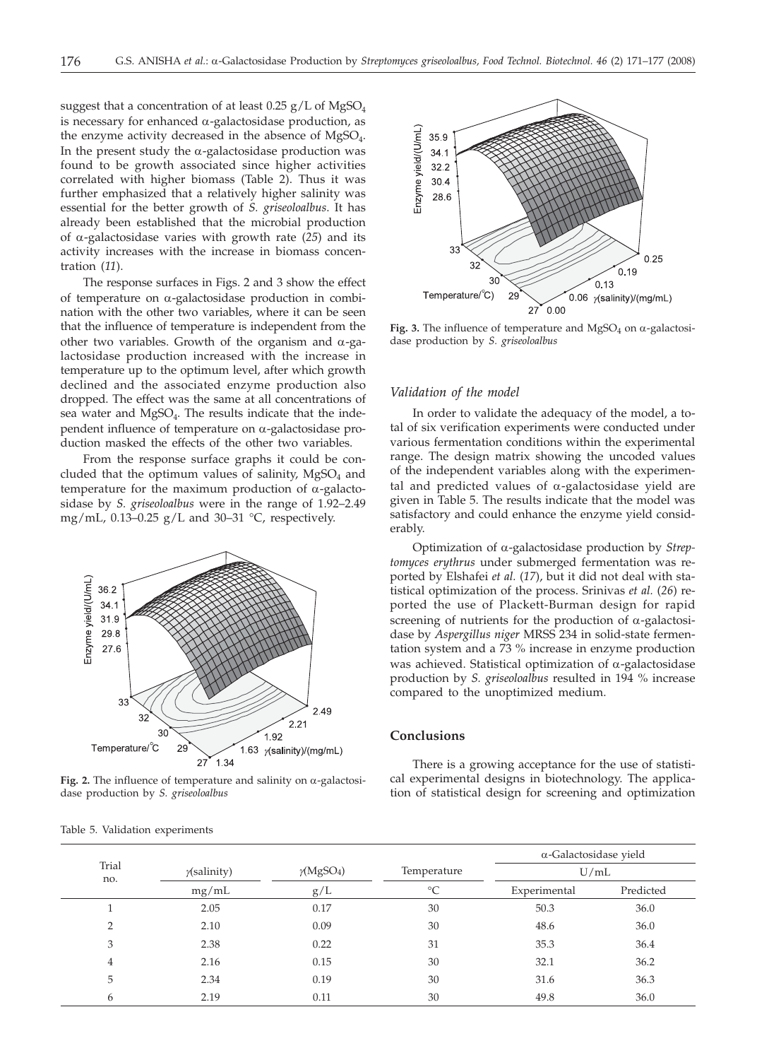suggest that a concentration of at least 0.25 g/L of $MgSO_4$ is necessary for enhanced α-galactosidase production, as the enzyme activity decreased in the absence of $MgSO_4$. In the present study the α-galactosidase production was found to be growth associated since higher activities correlated with higher biomass (Table 2). Thus it was further emphasized that a relatively higher salinity was essential for the better growth of *S. griseoloalbus*. It has already been established that the microbial production of α-galactosidase varies with growth rate (*25*) and its activity increases with the increase in biomass concentration (*11*).

The response surfaces in Figs. 2 and 3 show the effect of temperature on α-galactosidase production in combination with the other two variables, where it can be seen that the influence of temperature is independent from the other two variables. Growth of the organism and α-galactosidase production increased with the increase in temperature up to the optimum level, after which growth declined and the associated enzyme production also dropped. The effect was the same at all concentrations of sea water and $MgSO_4$. The results indicate that the independent influence of temperature on α-galactosidase production masked the effects of the other two variables.

From the response surface graphs it could be concluded that the optimum values of salinity, $MgSO_4$ and temperature for the maximum production of α-galactosidase by *S. griseoloalbus* were in the range of 1.92–2.49 mg/mL, 0.13–0.25 g/L and 30–31 °C, respectively.

**Fig. 2.** The influence of temperature and salinity on α-galactosidase production by *S. griseoloalbus*

**Fig. 3.** The influence of temperature and $MgSO_4$ on α-galactosidase production by *S. griseoloalbus*

### *Validation of the model*

In order to validate the adequacy of the model, a total of six verification experiments were conducted under various fermentation conditions within the experimental range. The design matrix showing the uncoded values of the independent variables along with the experimental and predicted values of α-galactosidase yield are given in Table 5. The results indicate that the model was satisfactory and could enhance the enzyme yield considerably.

Optimization of α-galactosidase production by *Streptomyces erythrus* under submerged fermentation was reported by Elshafei *et al.* (*17*), but it did not deal with statistical optimization of the process. Srinivas *et al.* (*26*) reported the use of Plackett-Burman design for rapid screening of nutrients for the production of α-galactosidase by *Aspergillus niger* MRSS 234 in solid-state fermentation system and a 73 % increase in enzyme production was achieved. Statistical optimization of α-galactosidase production by *S. griseoloalbus* resulted in 194 % increase compared to the unoptimized medium.

## Conclusions

There is a growing acceptance for the use of statistical experimental designs in biotechnology. The application of statistical design for screening and optimization

Table 5. Validation experiments

| Trial no. | $\gamma$(salinity) | $\gamma(MgSO_4)$ | Temperature | α-Galactosidase yield | |
|---|---|---|---|---|---|
| | | | | U/mL | |
| | mg/mL | g/L | °C | Experimental | Predicted |
| 1 | 2.05 | 0.17 | 30 | 50.3 | 36.0 |
| 2 | 2.10 | 0.09 | 30 | 48.6 | 36.0 |
| 3 | 2.38 | 0.22 | 31 | 35.3 | 36.4 |
| 4 | 2.16 | 0.15 | 30 | 32.1 | 36.2 |
| 5 | 2.34 | 0.19 | 30 | 31.6 | 36.3 |
| 6 | 2.19 | 0.11 | 30 | 49.8 | 36.0 |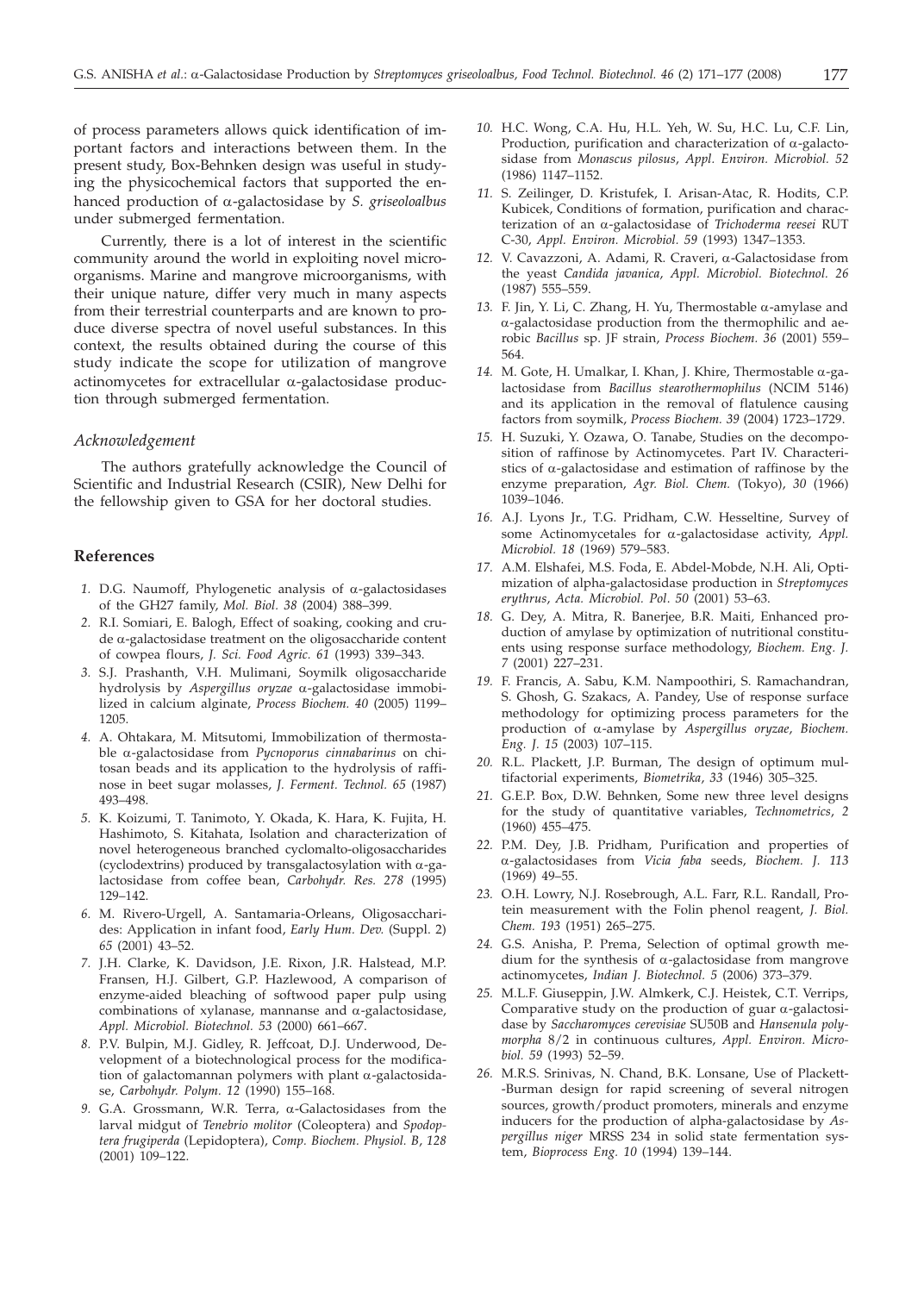of process parameters allows quick identification of important factors and interactions between them. In the present study, Box-Behnken design was useful in studying the physicochemical factors that supported the enhanced production of α-galactosidase by *S. griseoloalbus* under submerged fermentation.

Currently, there is a lot of interest in the scientific community around the world in exploiting novel microorganisms. Marine and mangrove microorganisms, with their unique nature, differ very much in many aspects from their terrestrial counterparts and are known to produce diverse spectra of novel useful substances. In this context, the results obtained during the course of this study indicate the scope for utilization of mangrove actinomycetes for extracellular α-galactosidase production through submerged fermentation.

### *Acknowledgement*

The authors gratefully acknowledge the Council of Scientific and Industrial Research (CSIR), New Delhi for the fellowship given to GSA for her doctoral studies.

## References

1. D.G. Naumoff, Phylogenetic analysis of α-galactosidases of the GH27 family, *Mol. Biol. 38* (2004) 388–399.
2. R.I. Somiari, E. Balogh, Effect of soaking, cooking and crude α-galactosidase treatment on the oligosaccharide content of cowpea flours, *J. Sci. Food Agric. 61* (1993) 339–343.
3. S.J. Prashanth, V.H. Mulimani, Soymilk oligosaccharide hydrolysis by *Aspergillus oryzae* α-galactosidase immobilized in calcium alginate, *Process Biochem. 40* (2005) 1199–1205.
4. A. Ohtakara, M. Mitsutomi, Immobilization of thermostable α-galactosidase from *Pycnoporus cinnabarinus* on chitosan beads and its application to the hydrolysis of raffinose in beet sugar molasses, *J. Ferment. Technol. 65* (1987) 493–498.
5. K. Koizumi, T. Tanimoto, Y. Okada, K. Hara, K. Fujita, H. Hashimoto, S. Kitahata, Isolation and characterization of novel heterogeneous branched cyclomalto-oligosaccharides (cyclodextrins) produced by transgalactosylation with α-galactosidase from coffee bean, *Carbohydr. Res. 278* (1995) 129–142.
6. M. Rivero-Urgell, A. Santamaria-Orleans, Oligosaccharides: Application in infant food, *Early Hum. Dev.* (Suppl. 2) *65* (2001) 43–52.
7. J.H. Clarke, K. Davidson, J.E. Rixon, J.R. Halstead, M.P. Fransen, H.J. Gilbert, G.P. Hazlewood, A comparison of enzyme-aided bleaching of softwood paper pulp using combinations of xylanase, mannanse and α-galactosidase, *Appl. Microbiol. Biotechnol. 53* (2000) 661–667.
8. P.V. Bulpin, M.J. Gidley, R. Jeffcoat, D.J. Underwood, Development of a biotechnological process for the modification of galactomannan polymers with plant α-galactosidase, *Carbohydr. Polym. 12* (1990) 155–168.
9. G.A. Grossmann, W.R. Terra, α-Galactosidases from the larval midgut of *Tenebrio molitor* (Coleoptera) and *Spodoptera frugiperda* (Lepidoptera), *Comp. Biochem. Physiol. B*, *128* (2001) 109–122.
10. H.C. Wong, C.A. Hu, H.L. Yeh, W. Su, H.C. Lu, C.F. Lin, Production, purification and characterization of α-galactosidase from *Monascus pilosus*, *Appl. Environ. Microbiol. 52* (1986) 1147–1152.
11. S. Zeilinger, D. Kristufek, I. Arisan-Atac, R. Hodits, C.P. Kubicek, Conditions of formation, purification and characterization of an α-galactosidase of *Trichoderma reesei* RUT C-30, *Appl. Environ. Microbiol. 59* (1993) 1347–1353.
12. V. Cavazzoni, A. Adami, R. Craveri, α-Galactosidase from the yeast *Candida javanica*, *Appl. Microbiol. Biotechnol. 26* (1987) 555–559.
13. F. Jin, Y. Li, C. Zhang, H. Yu, Thermostable α-amylase and α-galactosidase production from the thermophilic and aerobic *Bacillus* sp. JF strain, *Process Biochem. 36* (2001) 559–564.
14. M. Gote, H. Umalkar, I. Khan, J. Khire, Thermostable α-galactosidase from *Bacillus stearothermophilus* (NCIM 5146) and its application in the removal of flatulence causing factors from soymilk, *Process Biochem. 39* (2004) 1723–1729.
15. H. Suzuki, Y. Ozawa, O. Tanabe, Studies on the decomposition of raffinose by Actinomycetes. Part IV. Characteristics of α-galactosidase and estimation of raffinose by the enzyme preparation, *Agr. Biol. Chem.* (Tokyo), *30* (1966) 1039–1046.
16. A.J. Lyons Jr., T.G. Pridham, C.W. Hesseltine, Survey of some Actinomycetales for α-galactosidase activity, *Appl. Microbiol. 18* (1969) 579–583.
17. A.M. Elshafei, M.S. Foda, E. Abdel-Mobde, N.H. Ali, Optimization of alpha-galactosidase production in *Streptomyces erythrus*, *Acta. Microbiol. Pol. 50* (2001) 53–63.
18. G. Dey, A. Mitra, R. Banerjee, B.R. Maiti, Enhanced production of amylase by optimization of nutritional constituents using response surface methodology, *Biochem. Eng. J. 7* (2001) 227–231.
19. F. Francis, A. Sabu, K.M. Nampoothiri, S. Ramachandran, S. Ghosh, G. Szakacs, A. Pandey, Use of response surface methodology for optimizing process parameters for the production of α-amylase by *Aspergillus oryzae*, *Biochem. Eng. J. 15* (2003) 107–115.
20. R.L. Plackett, J.P. Burman, The design of optimum multifactorial experiments, *Biometrika*, *33* (1946) 305–325.
21. G.E.P. Box, D.W. Behnken, Some new three level designs for the study of quantitative variables, *Technometrics*, *2* (1960) 455–475.
22. P.M. Dey, J.B. Pridham, Purification and properties of α-galactosidases from *Vicia faba* seeds, *Biochem. J. 113* (1969) 49–55.
23. O.H. Lowry, N.J. Rosebrough, A.L. Farr, R.L. Randall, Protein measurement with the Folin phenol reagent, *J. Biol. Chem. 193* (1951) 265–275.
24. G.S. Anisha, P. Prema, Selection of optimal growth medium for the synthesis of α-galactosidase from mangrove actinomycetes, *Indian J. Biotechnol. 5* (2006) 373–379.
25. M.L.F. Giuseppin, J.W. Almkerk, C.J. Heistek, C.T. Verrips, Comparative study on the production of guar α-galactosidase by *Saccharomyces cerevisiae* SU50B and *Hansenula polymorpha* 8/2 in continuous cultures, *Appl. Environ. Microbiol. 59* (1993) 52–59.
26. M.R.S. Srinivas, N. Chand, B.K. Lonsane, Use of Plackett-Burman design for rapid screening of several nitrogen sources, growth/product promoters, minerals and enzyme inducers for the production of alpha-galactosidase by *Aspergillus niger* MRSS 234 in solid state fermentation system, *Bioprocess Eng. 10* (1994) 139–144.